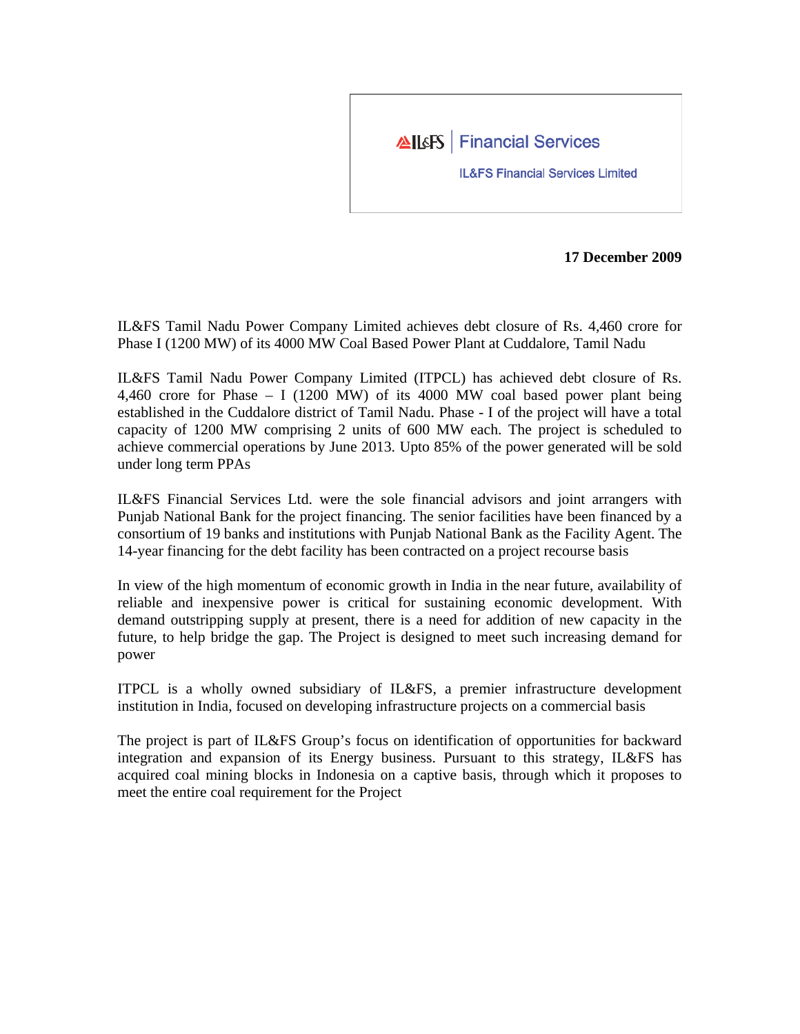IL&FS | Financial Services

IL&FS Financial Services Limited

**17 December 2009**

IL&FS Tamil Nadu Power Company Limited achieves debt closure of Rs. 4,460 crore for Phase I (1200 MW) of its 4000 MW Coal Based Power Plant at Cuddalore, Tamil Nadu

IL&FS Tamil Nadu Power Company Limited (ITPCL) has achieved debt closure of Rs. 4,460 crore for Phase – I (1200 MW) of its 4000 MW coal based power plant being established in the Cuddalore district of Tamil Nadu. Phase - I of the project will have a total capacity of 1200 MW comprising 2 units of 600 MW each. The project is scheduled to achieve commercial operations by June 2013. Upto 85% of the power generated will be sold under long term PPAs

IL&FS Financial Services Ltd. were the sole financial advisors and joint arrangers with Punjab National Bank for the project financing. The senior facilities have been financed by a consortium of 19 banks and institutions with Punjab National Bank as the Facility Agent. The 14-year financing for the debt facility has been contracted on a project recourse basis

In view of the high momentum of economic growth in India in the near future, availability of reliable and inexpensive power is critical for sustaining economic development. With demand outstripping supply at present, there is a need for addition of new capacity in the future, to help bridge the gap. The Project is designed to meet such increasing demand for power

ITPCL is a wholly owned subsidiary of IL&FS, a premier infrastructure development institution in India, focused on developing infrastructure projects on a commercial basis

The project is part of IL&FS Group's focus on identification of opportunities for backward integration and expansion of its Energy business. Pursuant to this strategy, IL&FS has acquired coal mining blocks in Indonesia on a captive basis, through which it proposes to meet the entire coal requirement for the Project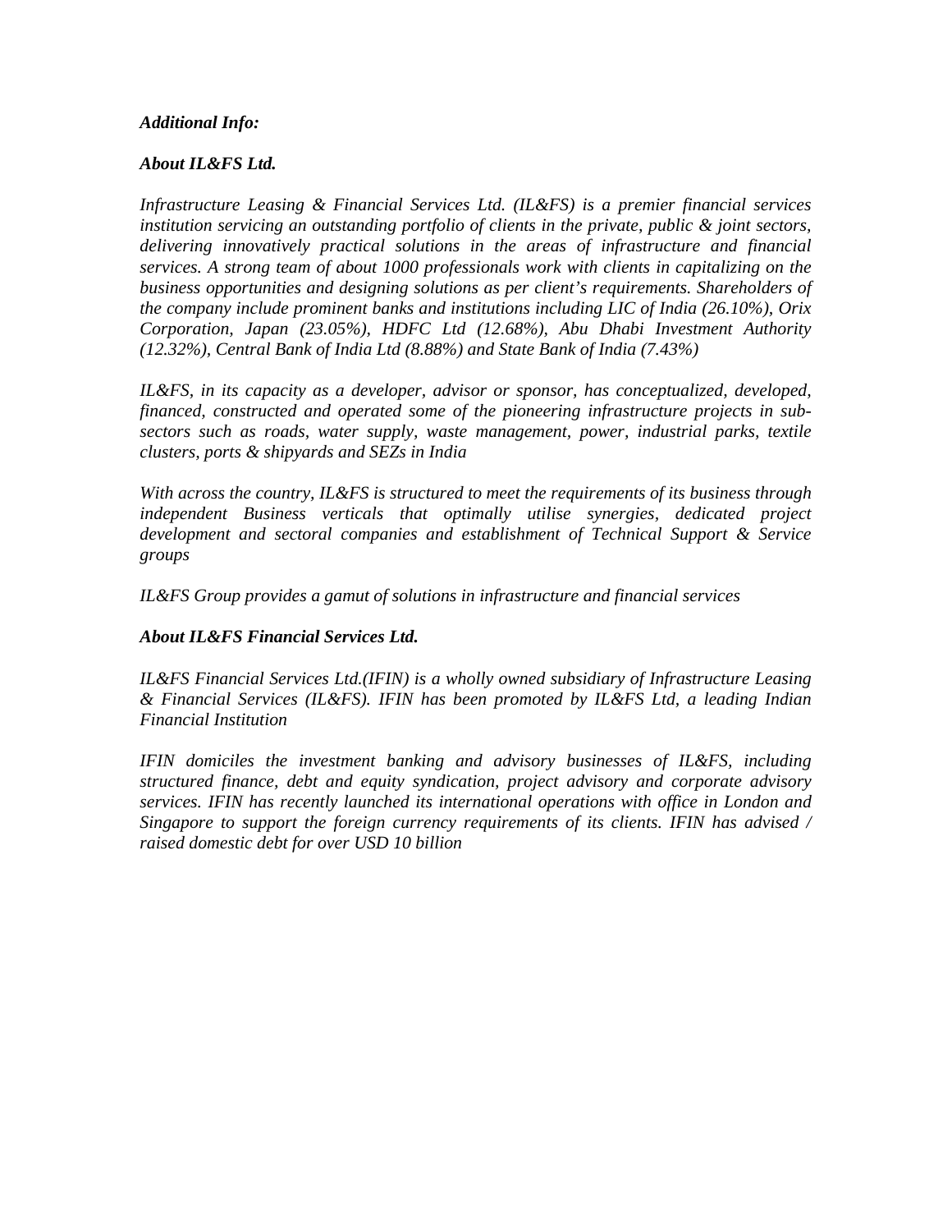***Additional Info:***

***About IL&FS Ltd.***

*Infrastructure Leasing & Financial Services Ltd. (IL&FS) is a premier financial services institution servicing an outstanding portfolio of clients in the private, public & joint sectors, delivering innovatively practical solutions in the areas of infrastructure and financial services. A strong team of about 1000 professionals work with clients in capitalizing on the business opportunities and designing solutions as per client's requirements. Shareholders of the company include prominent banks and institutions including LIC of India (26.10%), Orix Corporation, Japan (23.05%), HDFC Ltd (12.68%), Abu Dhabi Investment Authority (12.32%), Central Bank of India Ltd (8.88%) and State Bank of India (7.43%)*

*IL&FS, in its capacity as a developer, advisor or sponsor, has conceptualized, developed, financed, constructed and operated some of the pioneering infrastructure projects in sub-sectors such as roads, water supply, waste management, power, industrial parks, textile clusters, ports & shipyards and SEZs in India*

*With across the country, IL&FS is structured to meet the requirements of its business through independent Business verticals that optimally utilise synergies, dedicated project development and sectoral companies and establishment of Technical Support & Service groups*

*IL&FS Group provides a gamut of solutions in infrastructure and financial services*

***About IL&FS Financial Services Ltd.***

*IL&FS Financial Services Ltd.(IFIN) is a wholly owned subsidiary of Infrastructure Leasing & Financial Services (IL&FS). IFIN has been promoted by IL&FS Ltd, a leading Indian Financial Institution*

*IFIN domiciles the investment banking and advisory businesses of IL&FS, including structured finance, debt and equity syndication, project advisory and corporate advisory services. IFIN has recently launched its international operations with office in London and Singapore to support the foreign currency requirements of its clients. IFIN has advised / raised domestic debt for over USD 10 billion*